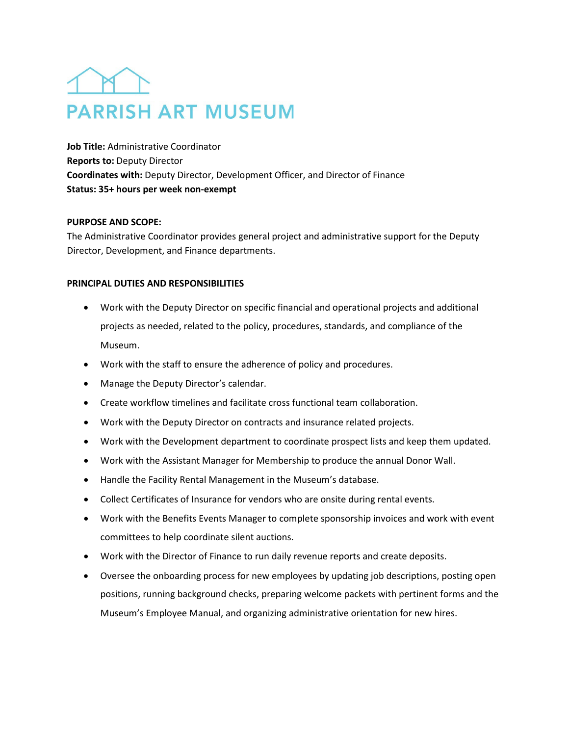# PARRISH ART MUSEUM

**Job Title:** Administrative Coordinator
**Reports to:** Deputy Director
**Coordinates with:** Deputy Director, Development Officer, and Director of Finance
**Status: 35+ hours per week non-exempt**

**PURPOSE AND SCOPE:**
The Administrative Coordinator provides general project and administrative support for the Deputy Director, Development, and Finance departments.

**PRINCIPAL DUTIES AND RESPONSIBILITIES**

- Work with the Deputy Director on specific financial and operational projects and additional projects as needed, related to the policy, procedures, standards, and compliance of the Museum.
- Work with the staff to ensure the adherence of policy and procedures.
- Manage the Deputy Director's calendar.
- Create workflow timelines and facilitate cross functional team collaboration.
- Work with the Deputy Director on contracts and insurance related projects.
- Work with the Development department to coordinate prospect lists and keep them updated.
- Work with the Assistant Manager for Membership to produce the annual Donor Wall.
- Handle the Facility Rental Management in the Museum's database.
- Collect Certificates of Insurance for vendors who are onsite during rental events.
- Work with the Benefits Events Manager to complete sponsorship invoices and work with event committees to help coordinate silent auctions.
- Work with the Director of Finance to run daily revenue reports and create deposits.
- Oversee the onboarding process for new employees by updating job descriptions, posting open positions, running background checks, preparing welcome packets with pertinent forms and the Museum's Employee Manual, and organizing administrative orientation for new hires.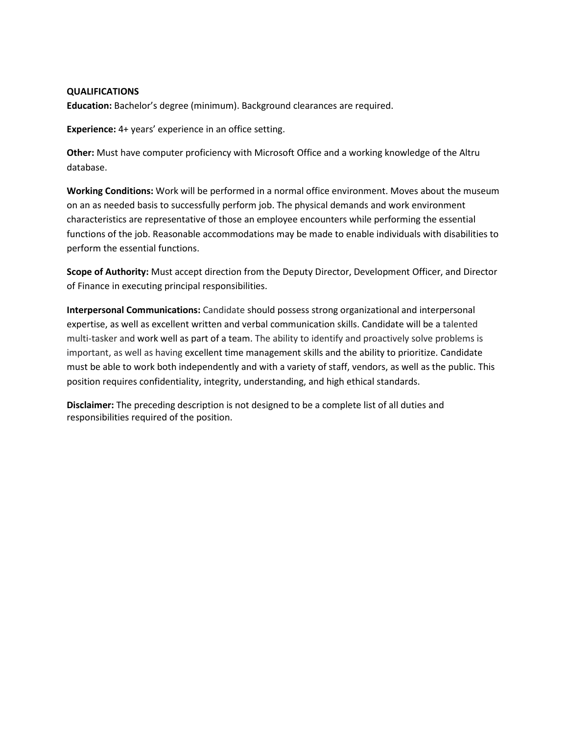**QUALIFICATIONS**

**Education:** Bachelor's degree (minimum). Background clearances are required.

**Experience:** 4+ years' experience in an office setting.

**Other:** Must have computer proficiency with Microsoft Office and a working knowledge of the Altru database.

**Working Conditions:** Work will be performed in a normal office environment. Moves about the museum on an as needed basis to successfully perform job. The physical demands and work environment characteristics are representative of those an employee encounters while performing the essential functions of the job. Reasonable accommodations may be made to enable individuals with disabilities to perform the essential functions.

**Scope of Authority:** Must accept direction from the Deputy Director, Development Officer, and Director of Finance in executing principal responsibilities.

**Interpersonal Communications:** Candidate should possess strong organizational and interpersonal expertise, as well as excellent written and verbal communication skills. Candidate will be a talented multi-tasker and work well as part of a team. The ability to identify and proactively solve problems is important, as well as having excellent time management skills and the ability to prioritize. Candidate must be able to work both independently and with a variety of staff, vendors, as well as the public. This position requires confidentiality, integrity, understanding, and high ethical standards.

**Disclaimer:** The preceding description is not designed to be a complete list of all duties and responsibilities required of the position.